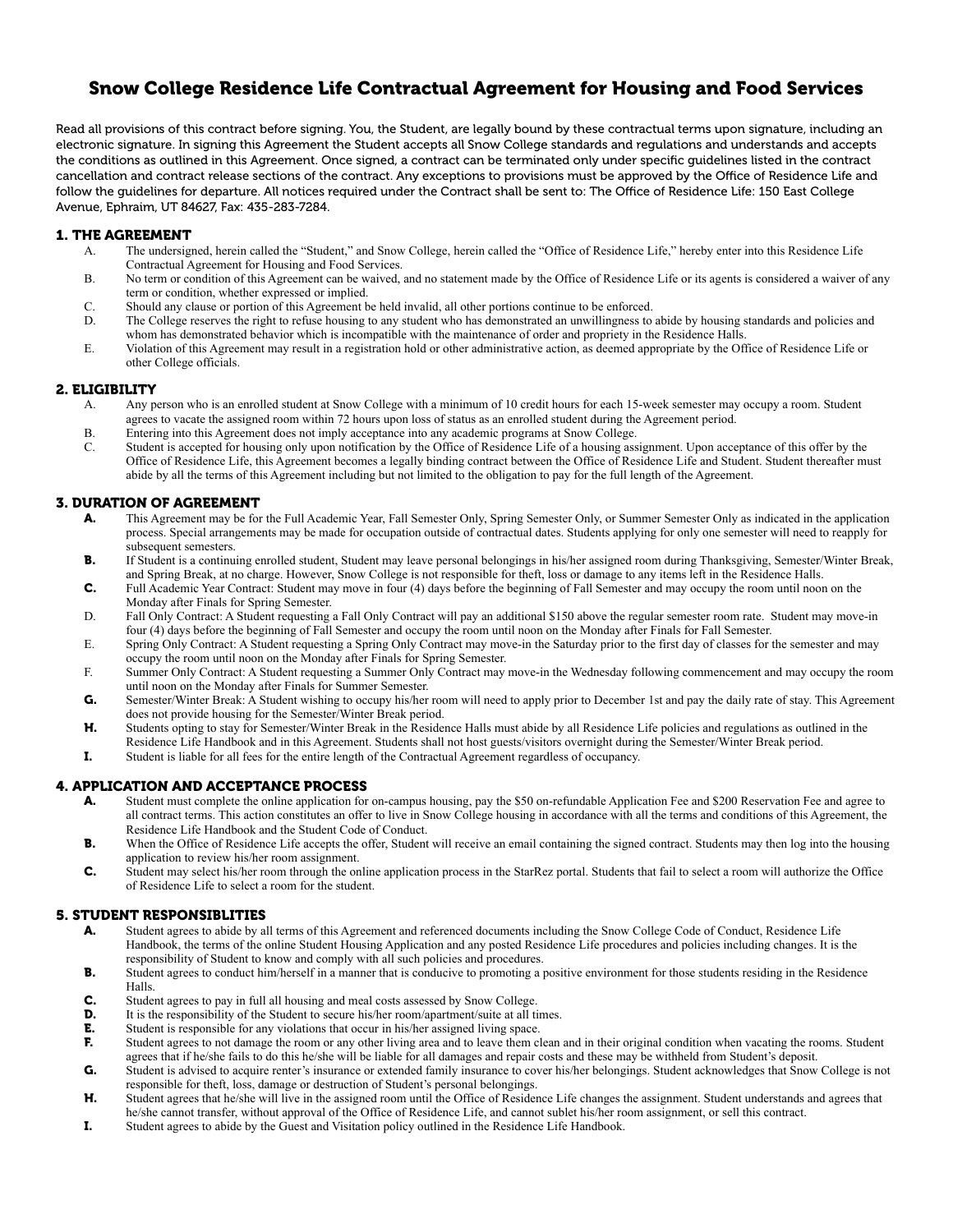# Snow College Residence Life Contractual Agreement for Housing and Food Services

Read all provisions of this contract before signing. You, the Student, are legally bound by these contractual terms upon signature, including an electronic signature. In signing this Agreement the Student accepts all Snow College standards and regulations and understands and accepts the conditions as outlined in this Agreement. Once signed, a contract can be terminated only under specific guidelines listed in the contract cancellation and contract release sections of the contract. Any exceptions to provisions must be approved by the Office of Residence Life and follow the guidelines for departure. All notices required under the Contract shall be sent to: The Office of Residence Life: 150 East College Avenue, Ephraim, UT 84627, Fax: 435-283-7284.

## 1. THE AGREEMENT

A. The undersigned, herein called the "Student," and Snow College, herein called the "Office of Residence Life," hereby enter into this Residence Life Contractual Agreement for Housing and Food Services.

B. No term or condition of this Agreement can be waived, and no statement made by the Office of Residence Life or its agents is considered a waiver of any term or condition, whether expressed or implied.

C. Should any clause or portion of this Agreement be held invalid, all other portions continue to be enforced.

D. The College reserves the right to refuse housing to any student who has demonstrated an unwillingness to abide by housing standards and policies and whom has demonstrated behavior which is incompatible with the maintenance of order and propriety in the Residence Halls.

E. Violation of this Agreement may result in a registration hold or other administrative action, as deemed appropriate by the Office of Residence Life or other College officials.

## 2. ELIGIBILITY

A. Any person who is an enrolled student at Snow College with a minimum of 10 credit hours for each 15-week semester may occupy a room. Student agrees to vacate the assigned room within 72 hours upon loss of status as an enrolled student during the Agreement period.

B. Entering into this Agreement does not imply acceptance into any academic programs at Snow College.

C. Student is accepted for housing only upon notification by the Office of Residence Life of a housing assignment. Upon acceptance of this offer by the Office of Residence Life, this Agreement becomes a legally binding contract between the Office of Residence Life and Student. Student thereafter must abide by all the terms of this Agreement including but not limited to the obligation to pay for the full length of the Agreement.

## 3. DURATION OF AGREEMENT

**A.** This Agreement may be for the Full Academic Year, Fall Semester Only, Spring Semester Only, or Summer Semester Only as indicated in the application process. Special arrangements may be made for occupation outside of contractual dates. Students applying for only one semester will need to reapply for subsequent semesters.

**B.** If Student is a continuing enrolled student, Student may leave personal belongings in his/her assigned room during Thanksgiving, Semester/Winter Break, and Spring Break, at no charge. However, Snow College is not responsible for theft, loss or damage to any items left in the Residence Halls.

**C.** Full Academic Year Contract: Student may move in four (4) days before the beginning of Fall Semester and may occupy the room until noon on the Monday after Finals for Spring Semester.

D. Fall Only Contract: A Student requesting a Fall Only Contract will pay an additional $150 above the regular semester room rate. Student may move-in four (4) days before the beginning of Fall Semester and occupy the room until noon on the Monday after Finals for Fall Semester.

E. Spring Only Contract: A Student requesting a Spring Only Contract may move-in the Saturday prior to the first day of classes for the semester and may occupy the room until noon on the Monday after Finals for Spring Semester.

F. Summer Only Contract: A Student requesting a Summer Only Contract may move-in the Wednesday following commencement and may occupy the room until noon on the Monday after Finals for Summer Semester.

**G.** Semester/Winter Break: A Student wishing to occupy his/her room will need to apply prior to December 1st and pay the daily rate of stay. This Agreement does not provide housing for the Semester/Winter Break period.

**H.** Students opting to stay for Semester/Winter Break in the Residence Halls must abide by all Residence Life policies and regulations as outlined in the Residence Life Handbook and in this Agreement. Students shall not host guests/visitors overnight during the Semester/Winter Break period.

**I.** Student is liable for all fees for the entire length of the Contractual Agreement regardless of occupancy.

## 4. APPLICATION AND ACCEPTANCE PROCESS

**A.** Student must complete the online application for on-campus housing, pay the $50 on-refundable Application Fee and $200 Reservation Fee and agree to all contract terms. This action constitutes an offer to live in Snow College housing in accordance with all the terms and conditions of this Agreement, the Residence Life Handbook and the Student Code of Conduct.

**B.** When the Office of Residence Life accepts the offer, Student will receive an email containing the signed contract. Students may then log into the housing application to review his/her room assignment.

**C.** Student may select his/her room through the online application process in the StarRez portal. Students that fail to select a room will authorize the Office of Residence Life to select a room for the student.

## 5. STUDENT RESPONSIBLITIES

**A.** Student agrees to abide by all terms of this Agreement and referenced documents including the Snow College Code of Conduct, Residence Life Handbook, the terms of the online Student Housing Application and any posted Residence Life procedures and policies including changes. It is the responsibility of Student to know and comply with all such policies and procedures.

**B.** Student agrees to conduct him/herself in a manner that is conducive to promoting a positive environment for those students residing in the Residence Halls.

**C.** Student agrees to pay in full all housing and meal costs assessed by Snow College.

**D.** It is the responsibility of the Student to secure his/her room/apartment/suite at all times.

**E.** Student is responsible for any violations that occur in his/her assigned living space.

**F.** Student agrees to not damage the room or any other living area and to leave them clean and in their original condition when vacating the rooms. Student agrees that if he/she fails to do this he/she will be liable for all damages and repair costs and these may be withheld from Student's deposit.

**G.** Student is advised to acquire renter's insurance or extended family insurance to cover his/her belongings. Student acknowledges that Snow College is not responsible for theft, loss, damage or destruction of Student's personal belongings.

**H.** Student agrees that he/she will live in the assigned room until the Office of Residence Life changes the assignment. Student understands and agrees that he/she cannot transfer, without approval of the Office of Residence Life, and cannot sublet his/her room assignment, or sell this contract.

**I.** Student agrees to abide by the Guest and Visitation policy outlined in the Residence Life Handbook.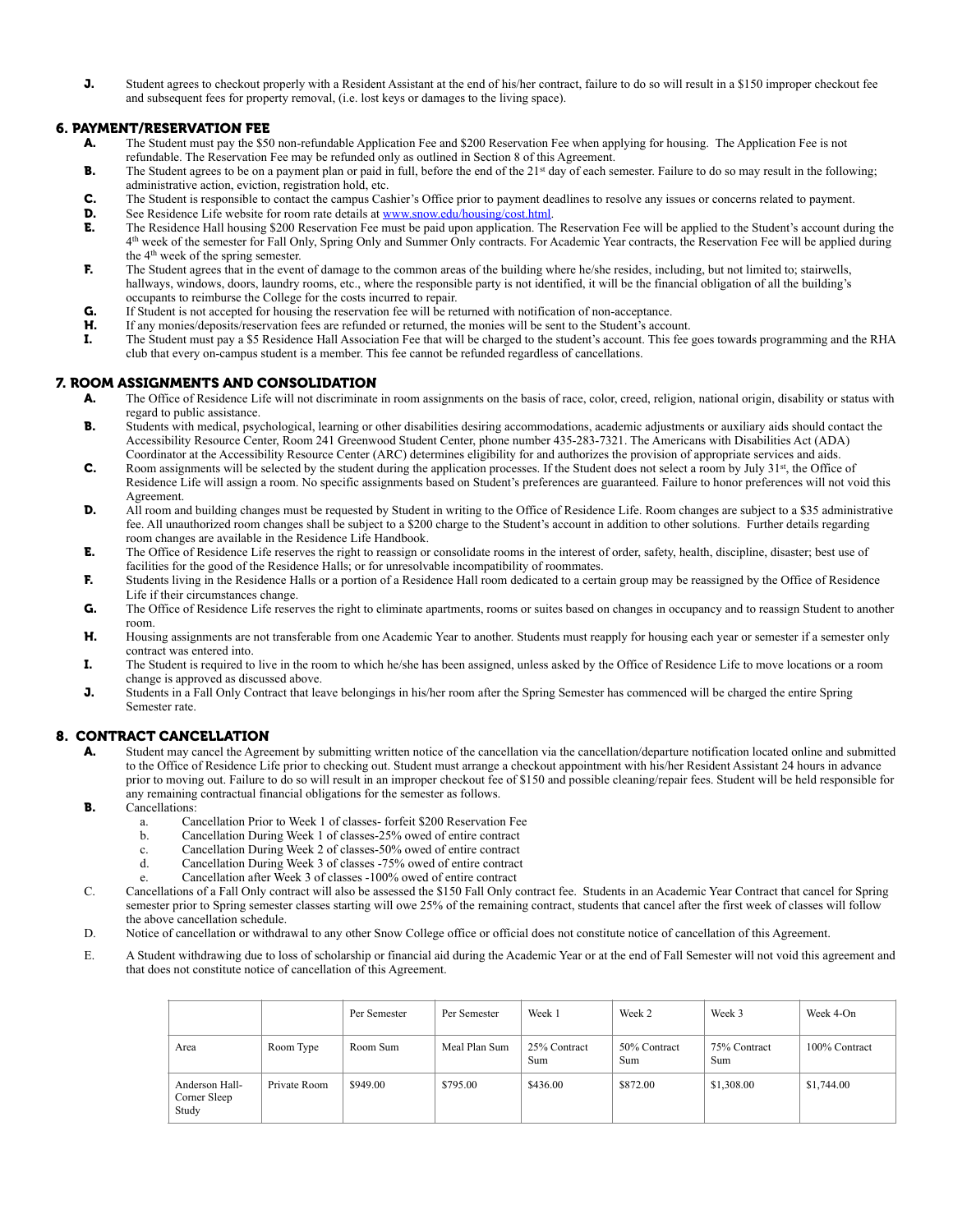**J.** Student agrees to checkout properly with a Resident Assistant at the end of his/her contract, failure to do so will result in a $150 improper checkout fee and subsequent fees for property removal, (i.e. lost keys or damages to the living space).

## 6. PAYMENT/RESERVATION FEE

**A.** The Student must pay the $50 non-refundable Application Fee and $200 Reservation Fee when applying for housing. The Application Fee is not refundable. The Reservation Fee may be refunded only as outlined in Section 8 of this Agreement.

**B.** The Student agrees to be on a payment plan or paid in full, before the end of the 21st day of each semester. Failure to do so may result in the following; administrative action, eviction, registration hold, etc.

**C.** The Student is responsible to contact the campus Cashier's Office prior to payment deadlines to resolve any issues or concerns related to payment.

**D.** See Residence Life website for room rate details at www.snow.edu/housing/cost.html.

**E.** The Residence Hall housing $200 Reservation Fee must be paid upon application. The Reservation Fee will be applied to the Student's account during the 4th week of the semester for Fall Only, Spring Only and Summer Only contracts. For Academic Year contracts, the Reservation Fee will be applied during the 4th week of the spring semester.

**F.** The Student agrees that in the event of damage to the common areas of the building where he/she resides, including, but not limited to; stairwells, hallways, windows, doors, laundry rooms, etc., where the responsible party is not identified, it will be the financial obligation of all the building's occupants to reimburse the College for the costs incurred to repair.

**G.** If Student is not accepted for housing the reservation fee will be returned with notification of non-acceptance.

**H.** If any monies/deposits/reservation fees are refunded or returned, the monies will be sent to the Student's account.

**I.** The Student must pay a $5 Residence Hall Association Fee that will be charged to the student's account. This fee goes towards programming and the RHA club that every on-campus student is a member. This fee cannot be refunded regardless of cancellations.

## 7. ROOM ASSIGNMENTS AND CONSOLIDATION

**A.** The Office of Residence Life will not discriminate in room assignments on the basis of race, color, creed, religion, national origin, disability or status with regard to public assistance.

**B.** Students with medical, psychological, learning or other disabilities desiring accommodations, academic adjustments or auxiliary aids should contact the Accessibility Resource Center, Room 241 Greenwood Student Center, phone number 435-283-7321. The Americans with Disabilities Act (ADA) Coordinator at the Accessibility Resource Center (ARC) determines eligibility for and authorizes the provision of appropriate services and aids.

**C.** Room assignments will be selected by the student during the application processes. If the Student does not select a room by July 31st, the Office of Residence Life will assign a room. No specific assignments based on Student's preferences are guaranteed. Failure to honor preferences will not void this Agreement.

**D.** All room and building changes must be requested by Student in writing to the Office of Residence Life. Room changes are subject to a $35 administrative fee. All unauthorized room changes shall be subject to a $200 charge to the Student's account in addition to other solutions. Further details regarding room changes are available in the Residence Life Handbook.

**E.** The Office of Residence Life reserves the right to reassign or consolidate rooms in the interest of order, safety, health, discipline, disaster; best use of facilities for the good of the Residence Halls; or for unresolvable incompatibility of roommates.

**F.** Students living in the Residence Halls or a portion of a Residence Hall room dedicated to a certain group may be reassigned by the Office of Residence Life if their circumstances change.

**G.** The Office of Residence Life reserves the right to eliminate apartments, rooms or suites based on changes in occupancy and to reassign Student to another room.

**H.** Housing assignments are not transferable from one Academic Year to another. Students must reapply for housing each year or semester if a semester only contract was entered into.

**I.** The Student is required to live in the room to which he/she has been assigned, unless asked by the Office of Residence Life to move locations or a room change is approved as discussed above.

**J.** Students in a Fall Only Contract that leave belongings in his/her room after the Spring Semester has commenced will be charged the entire Spring Semester rate.

## 8. CONTRACT CANCELLATION

**A.** Student may cancel the Agreement by submitting written notice of the cancellation via the cancellation/departure notification located online and submitted to the Office of Residence Life prior to checking out. Student must arrange a checkout appointment with his/her Resident Assistant 24 hours in advance prior to moving out. Failure to do so will result in an improper checkout fee of $150 and possible cleaning/repair fees. Student will be held responsible for any remaining contractual financial obligations for the semester as follows.

**B.** Cancellations:

a. Cancellation Prior to Week 1 of classes- forfeit $200 Reservation Fee
b. Cancellation During Week 1 of classes-25% owed of entire contract
c. Cancellation During Week 2 of classes-50% owed of entire contract
d. Cancellation During Week 3 of classes -75% owed of entire contract
e. Cancellation after Week 3 of classes -100% owed of entire contract

C. Cancellations of a Fall Only contract will also be assessed the $150 Fall Only contract fee. Students in an Academic Year Contract that cancel for Spring semester prior to Spring semester classes starting will owe 25% of the remaining contract, students that cancel after the first week of classes will follow the above cancellation schedule.

D. Notice of cancellation or withdrawal to any other Snow College office or official does not constitute notice of cancellation of this Agreement.

E. A Student withdrawing due to loss of scholarship or financial aid during the Academic Year or at the end of Fall Semester will not void this agreement and that does not constitute notice of cancellation of this Agreement.

| | | Per Semester | Per Semester | Week 1 | Week 2 | Week 3 | Week 4-On |
|---|---|---|---|---|---|---|---|
| Area | Room Type | Room Sum | Meal Plan Sum | 25% Contract Sum | 50% Contract Sum | 75% Contract Sum | 100% Contract |
| Anderson Hall-Corner Sleep Study | Private Room | $949.00 | $795.00 | $436.00 | $872.00 | $1,308.00 | $1,744.00 |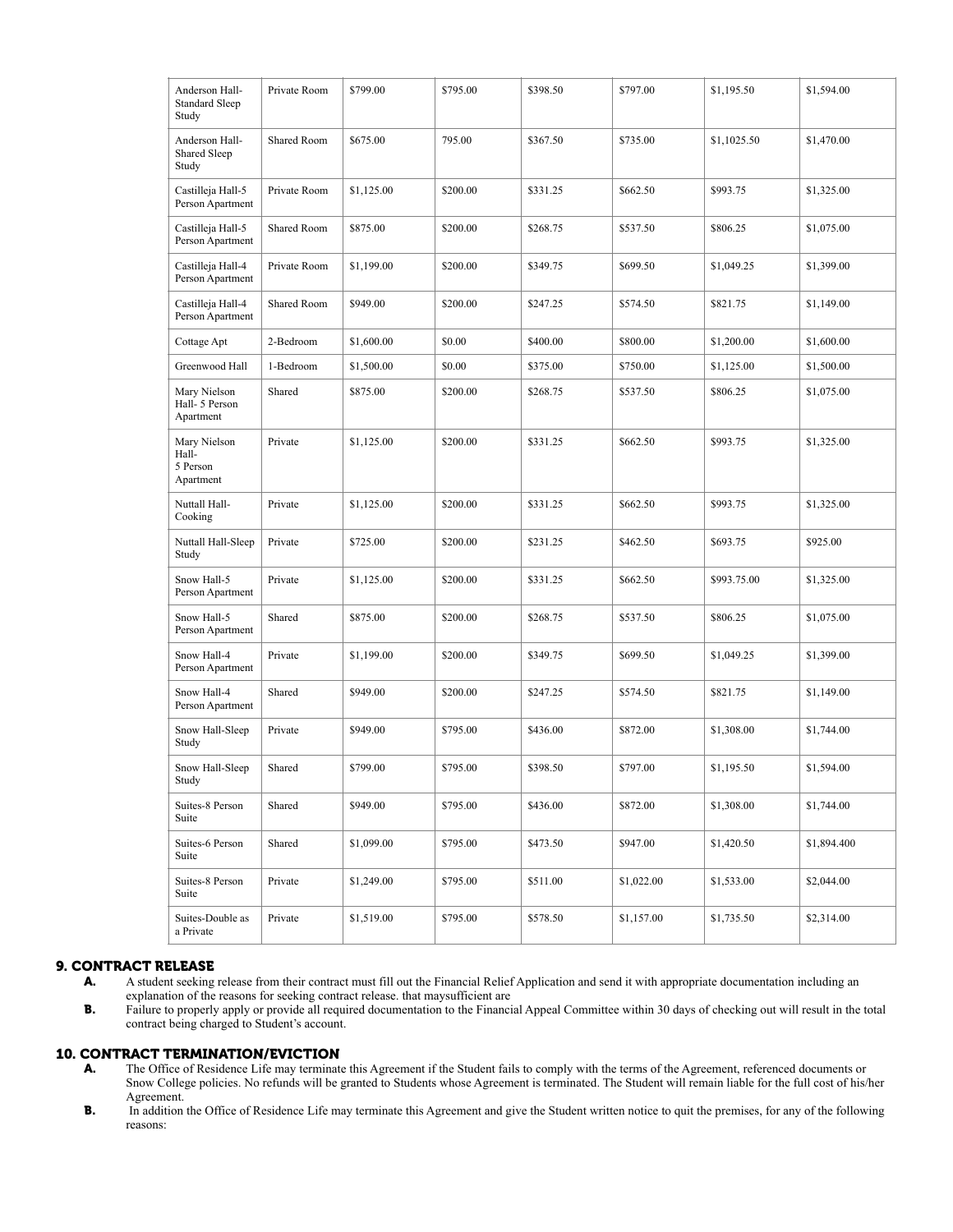| Anderson Hall-Standard Sleep Study | Private Room | $799.00 | $795.00 | $398.50 | $797.00 | $1,195.50 | $1,594.00 |
|---|---|---|---|---|---|---|---|
| Anderson Hall-Shared Sleep Study | Shared Room | $675.00 | 795.00 | $367.50 | $735.00 | $1,1025.50 | $1,470.00 |
| Castilleja Hall-5 Person Apartment | Private Room | $1,125.00 | $200.00 | $331.25 | $662.50 | $993.75 | $1,325.00 |
| Castilleja Hall-5 Person Apartment | Shared Room | $875.00 | $200.00 | $268.75 | $537.50 | $806.25 | $1,075.00 |
| Castilleja Hall-4 Person Apartment | Private Room | $1,199.00 | $200.00 | $349.75 | $699.50 | $1,049.25 | $1,399.00 |
| Castilleja Hall-4 Person Apartment | Shared Room | $949.00 | $200.00 | $247.25 | $574.50 | $821.75 | $1,149.00 |
| Cottage Apt | 2-Bedroom | $1,600.00 | $0.00 | $400.00 | $800.00 | $1,200.00 | $1,600.00 |
| Greenwood Hall | 1-Bedroom | $1,500.00 | $0.00 | $375.00 | $750.00 | $1,125.00 | $1,500.00 |
| Mary Nielson Hall- 5 Person Apartment | Shared | $875.00 | $200.00 | $268.75 | $537.50 | $806.25 | $1,075.00 |
| Mary Nielson Hall- 5 Person Apartment | Private | $1,125.00 | $200.00 | $331.25 | $662.50 | $993.75 | $1,325.00 |
| Nuttall Hall-Cooking | Private | $1,125.00 | $200.00 | $331.25 | $662.50 | $993.75 | $1,325.00 |
| Nuttall Hall-Sleep Study | Private | $725.00 | $200.00 | $231.25 | $462.50 | $693.75 | $925.00 |
| Snow Hall-5 Person Apartment | Private | $1,125.00 | $200.00 | $331.25 | $662.50 | $993.75.00 | $1,325.00 |
| Snow Hall-5 Person Apartment | Shared | $875.00 | $200.00 | $268.75 | $537.50 | $806.25 | $1,075.00 |
| Snow Hall-4 Person Apartment | Private | $1,199.00 | $200.00 | $349.75 | $699.50 | $1,049.25 | $1,399.00 |
| Snow Hall-4 Person Apartment | Shared | $949.00 | $200.00 | $247.25 | $574.50 | $821.75 | $1,149.00 |
| Snow Hall-Sleep Study | Private | $949.00 | $795.00 | $436.00 | $872.00 | $1,308.00 | $1,744.00 |
| Snow Hall-Sleep Study | Shared | $799.00 | $795.00 | $398.50 | $797.00 | $1,195.50 | $1,594.00 |
| Suites-8 Person Suite | Shared | $949.00 | $795.00 | $436.00 | $872.00 | $1,308.00 | $1,744.00 |
| Suites-6 Person Suite | Shared | $1,099.00 | $795.00 | $473.50 | $947.00 | $1,420.50 | $1,894.400 |
| Suites-8 Person Suite | Private | $1,249.00 | $795.00 | $511.00 | $1,022.00 | $1,533.00 | $2,044.00 |
| Suites-Double as a Private | Private | $1,519.00 | $795.00 | $578.50 | $1,157.00 | $1,735.50 | $2,314.00 |

## 9. CONTRACT RELEASE

**A.** A student seeking release from their contract must fill out the Financial Relief Application and send it with appropriate documentation including an explanation of the reasons for seeking contract release. that maysufficient are

**B.** Failure to properly apply or provide all required documentation to the Financial Appeal Committee within 30 days of checking out will result in the total contract being charged to Student's account.

## 10. CONTRACT TERMINATION/EVICTION

**A.** The Office of Residence Life may terminate this Agreement if the Student fails to comply with the terms of the Agreement, referenced documents or Snow College policies. No refunds will be granted to Students whose Agreement is terminated. The Student will remain liable for the full cost of his/her Agreement.

**B.** In addition the Office of Residence Life may terminate this Agreement and give the Student written notice to quit the premises, for any of the following reasons: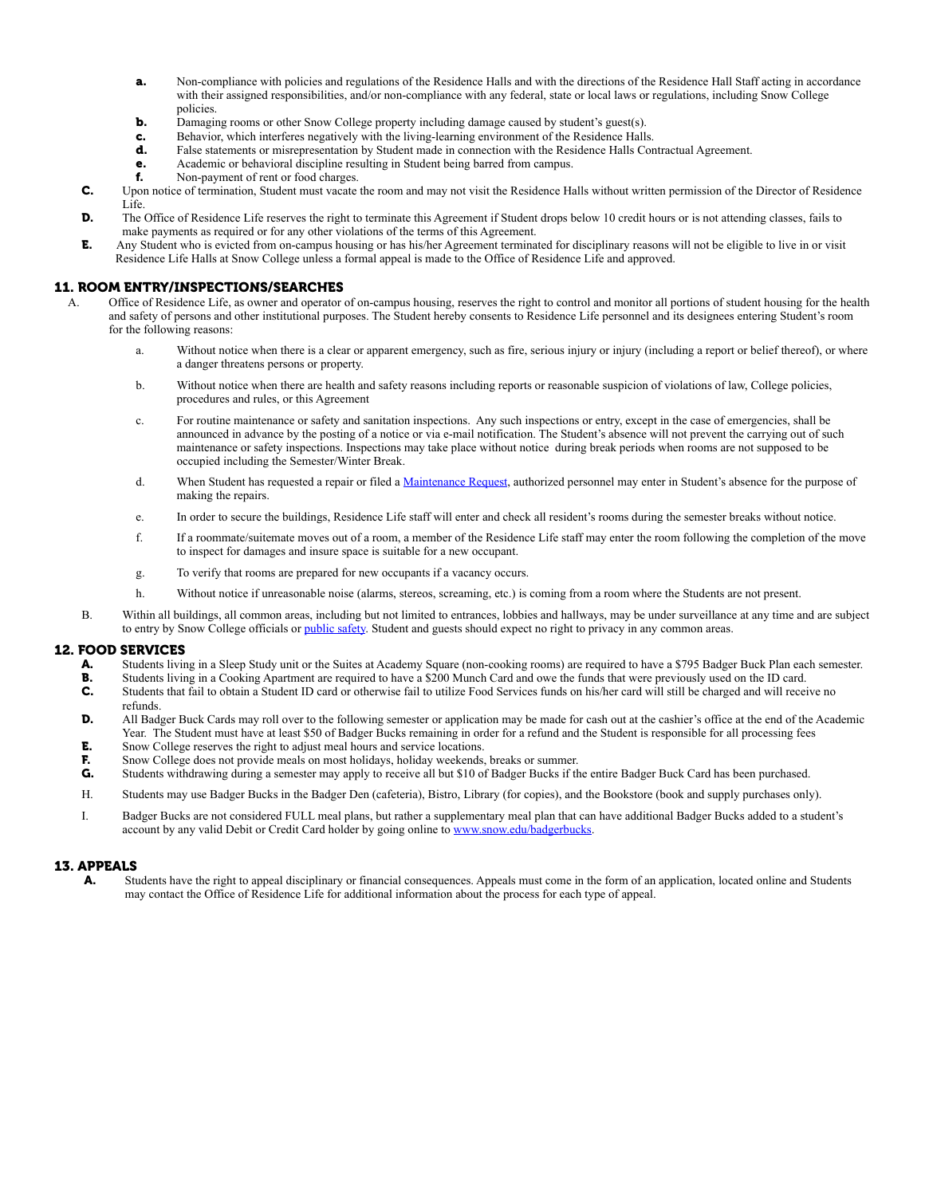a. Non-compliance with policies and regulations of the Residence Halls and with the directions of the Residence Hall Staff acting in accordance with their assigned responsibilities, and/or non-compliance with any federal, state or local laws or regulations, including Snow College policies.
b. Damaging rooms or other Snow College property including damage caused by student's guest(s).
c. Behavior, which interferes negatively with the living-learning environment of the Residence Halls.
d. False statements or misrepresentation by Student made in connection with the Residence Halls Contractual Agreement.
e. Academic or behavioral discipline resulting in Student being barred from campus.
f. Non-payment of rent or food charges.

**C.** Upon notice of termination, Student must vacate the room and may not visit the Residence Halls without written permission of the Director of Residence Life.

**D.** The Office of Residence Life reserves the right to terminate this Agreement if Student drops below 10 credit hours or is not attending classes, fails to make payments as required or for any other violations of the terms of this Agreement.

**E.** Any Student who is evicted from on-campus housing or has his/her Agreement terminated for disciplinary reasons will not be eligible to live in or visit Residence Life Halls at Snow College unless a formal appeal is made to the Office of Residence Life and approved.

## 11. ROOM ENTRY/INSPECTIONS/SEARCHES

A. Office of Residence Life, as owner and operator of on-campus housing, reserves the right to control and monitor all portions of student housing for the health and safety of persons and other institutional purposes. The Student hereby consents to Residence Life personnel and its designees entering Student's room for the following reasons:

   a. Without notice when there is a clear or apparent emergency, such as fire, serious injury or injury (including a report or belief thereof), or where a danger threatens persons or property.

   b. Without notice when there are health and safety reasons including reports or reasonable suspicion of violations of law, College policies, procedures and rules, or this Agreement

   c. For routine maintenance or safety and sanitation inspections. Any such inspections or entry, except in the case of emergencies, shall be announced in advance by the posting of a notice or via e-mail notification. The Student's absence will not prevent the carrying out of such maintenance or safety inspections. Inspections may take place without notice during break periods when rooms are not supposed to be occupied including the Semester/Winter Break.

   d. When Student has requested a repair or filed a Maintenance Request, authorized personnel may enter in Student's absence for the purpose of making the repairs.

   e. In order to secure the buildings, Residence Life staff will enter and check all resident's rooms during the semester breaks without notice.

   f. If a roommate/suitemate moves out of a room, a member of the Residence Life staff may enter the room following the completion of the move to inspect for damages and insure space is suitable for a new occupant.

   g. To verify that rooms are prepared for new occupants if a vacancy occurs.

   h. Without notice if unreasonable noise (alarms, stereos, screaming, etc.) is coming from a room where the Students are not present.

B. Within all buildings, all common areas, including but not limited to entrances, lobbies and hallways, may be under surveillance at any time and are subject to entry by Snow College officials or public safety. Student and guests should expect no right to privacy in any common areas.

## 12. FOOD SERVICES

**A.** Students living in a Sleep Study unit or the Suites at Academy Square (non-cooking rooms) are required to have a $795 Badger Buck Plan each semester.
**B.** Students living in a Cooking Apartment are required to have a $200 Munch Card and owe the funds that were previously used on the ID card.
**C.** Students that fail to obtain a Student ID card or otherwise fail to utilize Food Services funds on his/her card will still be charged and will receive no refunds.
**D.** All Badger Buck Cards may roll over to the following semester or application may be made for cash out at the cashier's office at the end of the Academic Year. The Student must have at least $50 of Badger Bucks remaining in order for a refund and the Student is responsible for all processing fees
**E.** Snow College reserves the right to adjust meal hours and service locations.
**F.** Snow College does not provide meals on most holidays, holiday weekends, breaks or summer.
**G.** Students withdrawing during a semester may apply to receive all but $10 of Badger Bucks if the entire Badger Buck Card has been purchased.

H. Students may use Badger Bucks in the Badger Den (cafeteria), Bistro, Library (for copies), and the Bookstore (book and supply purchases only).

I. Badger Bucks are not considered FULL meal plans, but rather a supplementary meal plan that can have additional Badger Bucks added to a student's account by any valid Debit or Credit Card holder by going online to www.snow.edu/badgerbucks.

## 13. APPEALS

**A.** Students have the right to appeal disciplinary or financial consequences. Appeals must come in the form of an application, located online and Students may contact the Office of Residence Life for additional information about the process for each type of appeal.